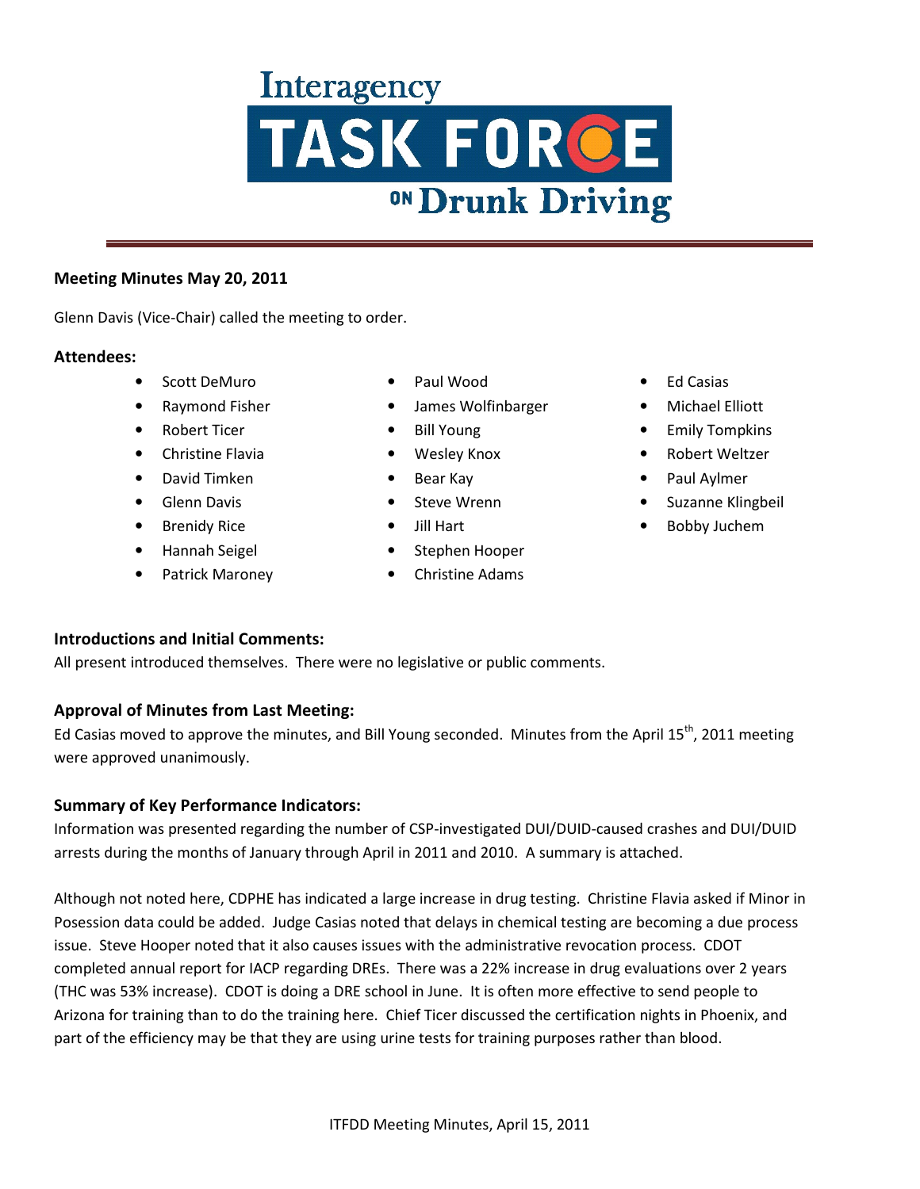# Interagency TASK FORCE on Drunk Driving

## Meeting Minutes May 20, 2011

Glenn Davis (Vice-Chair) called the meeting to order.

### Attendees:

- Scott DeMuro
- Raymond Fisher
- Robert Ticer
- Christine Flavia
- David Timken
- Glenn Davis
- Brenidy Rice
- Hannah Seigel
- Patrick Maroney
- Paul Wood
- James Wolfinbarger
- Bill Young
- Wesley Knox
- Bear Kay
- Steve Wrenn
- Jill Hart
- Stephen Hooper
- Christine Adams
- Ed Casias
- Michael Elliott
- Emily Tompkins
- Robert Weltzer
- Paul Aylmer
- Suzanne Klingbeil
- Bobby Juchem

### Introductions and Initial Comments:

All present introduced themselves. There were no legislative or public comments.

### Approval of Minutes from Last Meeting:

Ed Casias moved to approve the minutes, and Bill Young seconded. Minutes from the April 15th, 2011 meeting were approved unanimously.

### Summary of Key Performance Indicators:

Information was presented regarding the number of CSP-investigated DUI/DUID-caused crashes and DUI/DUID arrests during the months of January through April in 2011 and 2010. A summary is attached.

Although not noted here, CDPHE has indicated a large increase in drug testing. Christine Flavia asked if Minor in Posession data could be added. Judge Casias noted that delays in chemical testing are becoming a due process issue. Steve Hooper noted that it also causes issues with the administrative revocation process. CDOT completed annual report for IACP regarding DREs. There was a 22% increase in drug evaluations over 2 years (THC was 53% increase). CDOT is doing a DRE school in June. It is often more effective to send people to Arizona for training than to do the training here. Chief Ticer discussed the certification nights in Phoenix, and part of the efficiency may be that they are using urine tests for training purposes rather than blood.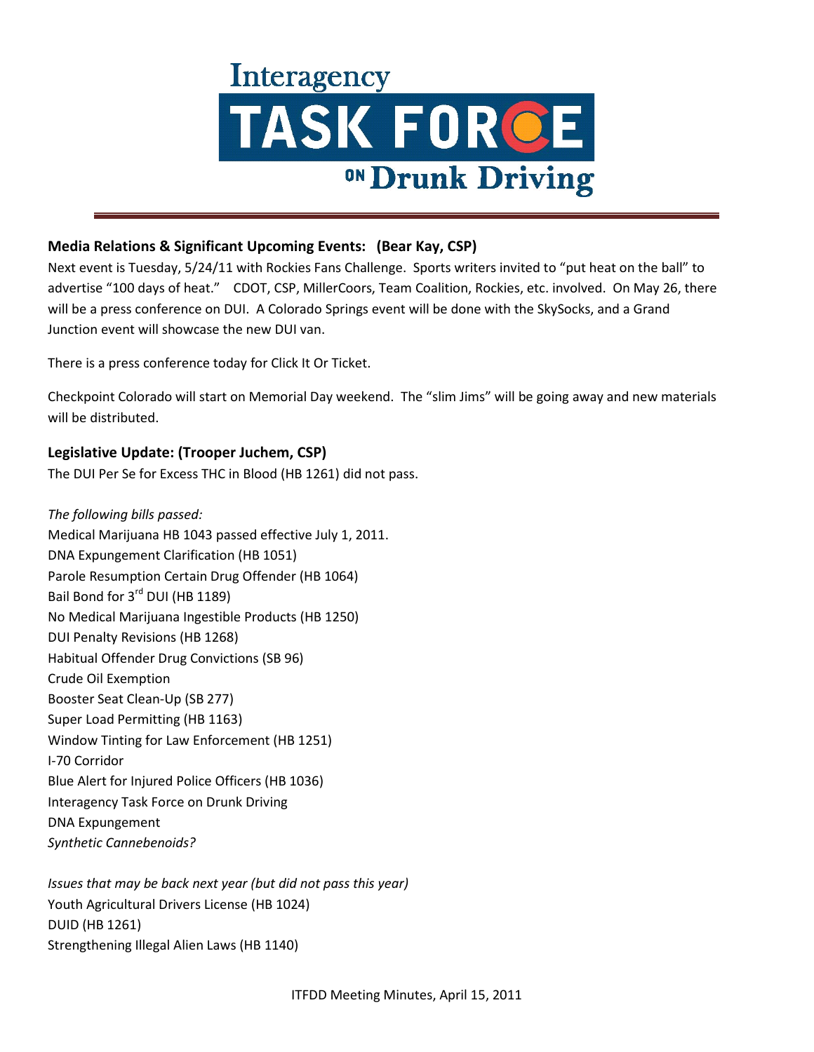**Media Relations & Significant Upcoming Events: (Bear Kay, CSP)**

Next event is Tuesday, 5/24/11 with Rockies Fans Challenge. Sports writers invited to "put heat on the ball" to advertise "100 days of heat." CDOT, CSP, MillerCoors, Team Coalition, Rockies, etc. involved. On May 26, there will be a press conference on DUI. A Colorado Springs event will be done with the SkySocks, and a Grand Junction event will showcase the new DUI van.

There is a press conference today for Click It Or Ticket.

Checkpoint Colorado will start on Memorial Day weekend. The "slim Jims" will be going away and new materials will be distributed.

**Legislative Update: (Trooper Juchem, CSP)**

The DUI Per Se for Excess THC in Blood (HB 1261) did not pass.

*The following bills passed:*

Medical Marijuana HB 1043 passed effective July 1, 2011.
DNA Expungement Clarification (HB 1051)
Parole Resumption Certain Drug Offender (HB 1064)
Bail Bond for 3rd DUI (HB 1189)
No Medical Marijuana Ingestible Products (HB 1250)
DUI Penalty Revisions (HB 1268)
Habitual Offender Drug Convictions (SB 96)
Crude Oil Exemption
Booster Seat Clean-Up (SB 277)
Super Load Permitting (HB 1163)
Window Tinting for Law Enforcement (HB 1251)
I-70 Corridor
Blue Alert for Injured Police Officers (HB 1036)
Interagency Task Force on Drunk Driving
DNA Expungement
*Synthetic Cannebenoids?*

*Issues that may be back next year (but did not pass this year)*

Youth Agricultural Drivers License (HB 1024)
DUID (HB 1261)
Strengthening Illegal Alien Laws (HB 1140)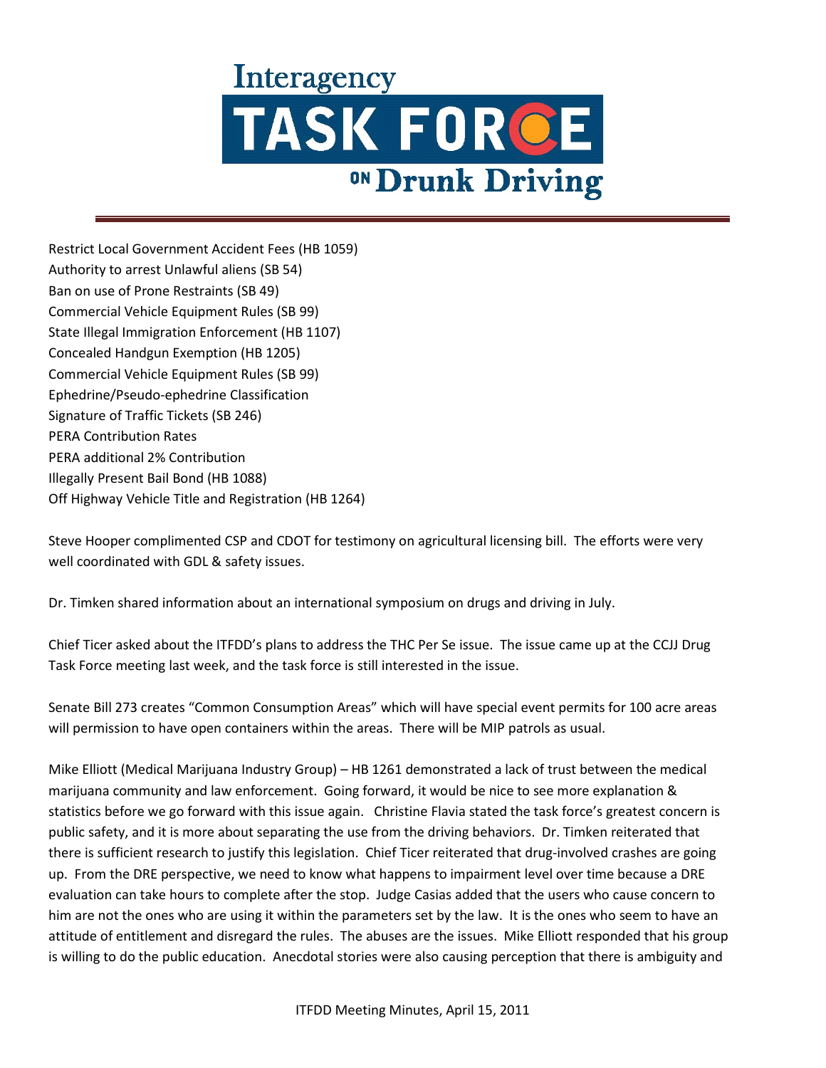Restrict Local Government Accident Fees (HB 1059)
Authority to arrest Unlawful aliens (SB 54)
Ban on use of Prone Restraints (SB 49)
Commercial Vehicle Equipment Rules (SB 99)
State Illegal Immigration Enforcement (HB 1107)
Concealed Handgun Exemption (HB 1205)
Commercial Vehicle Equipment Rules (SB 99)
Ephedrine/Pseudo-ephedrine Classification
Signature of Traffic Tickets (SB 246)
PERA Contribution Rates
PERA additional 2% Contribution
Illegally Present Bail Bond (HB 1088)
Off Highway Vehicle Title and Registration (HB 1264)

Steve Hooper complimented CSP and CDOT for testimony on agricultural licensing bill. The efforts were very well coordinated with GDL & safety issues.

Dr. Timken shared information about an international symposium on drugs and driving in July.

Chief Ticer asked about the ITFDD's plans to address the THC Per Se issue. The issue came up at the CCJJ Drug Task Force meeting last week, and the task force is still interested in the issue.

Senate Bill 273 creates "Common Consumption Areas" which will have special event permits for 100 acre areas will permission to have open containers within the areas. There will be MIP patrols as usual.

Mike Elliott (Medical Marijuana Industry Group) – HB 1261 demonstrated a lack of trust between the medical marijuana community and law enforcement. Going forward, it would be nice to see more explanation & statistics before we go forward with this issue again. Christine Flavia stated the task force's greatest concern is public safety, and it is more about separating the use from the driving behaviors. Dr. Timken reiterated that there is sufficient research to justify this legislation. Chief Ticer reiterated that drug-involved crashes are going up. From the DRE perspective, we need to know what happens to impairment level over time because a DRE evaluation can take hours to complete after the stop. Judge Casias added that the users who cause concern to him are not the ones who are using it within the parameters set by the law. It is the ones who seem to have an attitude of entitlement and disregard the rules. The abuses are the issues. Mike Elliott responded that his group is willing to do the public education. Anecdotal stories were also causing perception that there is ambiguity and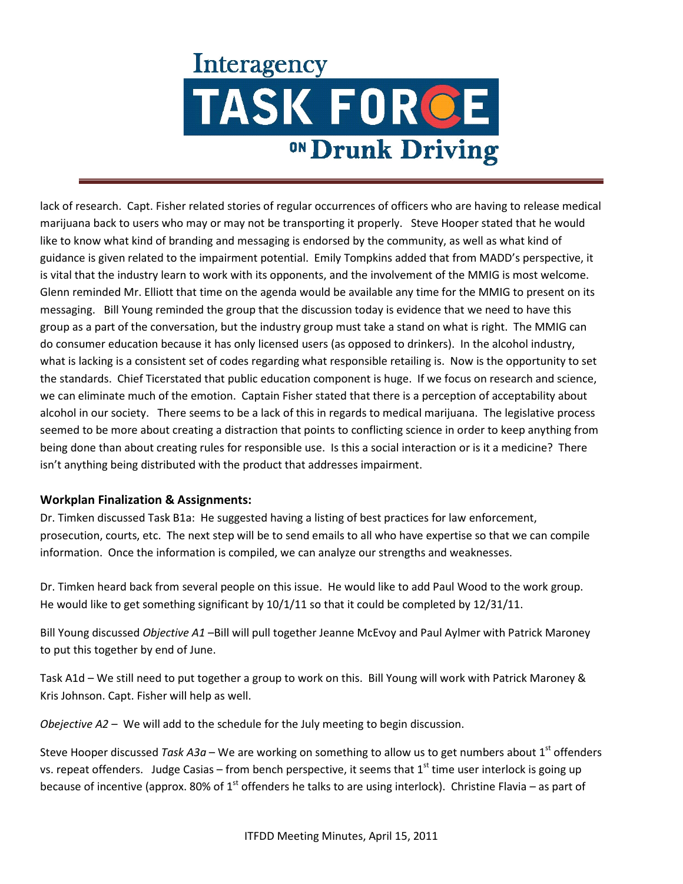lack of research. Capt. Fisher related stories of regular occurrences of officers who are having to release medical marijuana back to users who may or may not be transporting it properly. Steve Hooper stated that he would like to know what kind of branding and messaging is endorsed by the community, as well as what kind of guidance is given related to the impairment potential. Emily Tompkins added that from MADD's perspective, it is vital that the industry learn to work with its opponents, and the involvement of the MMIG is most welcome. Glenn reminded Mr. Elliott that time on the agenda would be available any time for the MMIG to present on its messaging. Bill Young reminded the group that the discussion today is evidence that we need to have this group as a part of the conversation, but the industry group must take a stand on what is right. The MMIG can do consumer education because it has only licensed users (as opposed to drinkers). In the alcohol industry, what is lacking is a consistent set of codes regarding what responsible retailing is. Now is the opportunity to set the standards. Chief Ticerstated that public education component is huge. If we focus on research and science, we can eliminate much of the emotion. Captain Fisher stated that there is a perception of acceptability about alcohol in our society. There seems to be a lack of this in regards to medical marijuana. The legislative process seemed to be more about creating a distraction that points to conflicting science in order to keep anything from being done than about creating rules for responsible use. Is this a social interaction or is it a medicine? There isn't anything being distributed with the product that addresses impairment.

**Workplan Finalization & Assignments:**

Dr. Timken discussed Task B1a: He suggested having a listing of best practices for law enforcement, prosecution, courts, etc. The next step will be to send emails to all who have expertise so that we can compile information. Once the information is compiled, we can analyze our strengths and weaknesses.

Dr. Timken heard back from several people on this issue. He would like to add Paul Wood to the work group. He would like to get something significant by 10/1/11 so that it could be completed by 12/31/11.

Bill Young discussed *Objective A1* –Bill will pull together Jeanne McEvoy and Paul Aylmer with Patrick Maroney to put this together by end of June.

Task A1d – We still need to put together a group to work on this. Bill Young will work with Patrick Maroney & Kris Johnson. Capt. Fisher will help as well.

*Obejective A2* – We will add to the schedule for the July meeting to begin discussion.

Steve Hooper discussed *Task A3a* – We are working on something to allow us to get numbers about 1st offenders vs. repeat offenders. Judge Casias – from bench perspective, it seems that 1st time user interlock is going up because of incentive (approx. 80% of 1st offenders he talks to are using interlock). Christine Flavia – as part of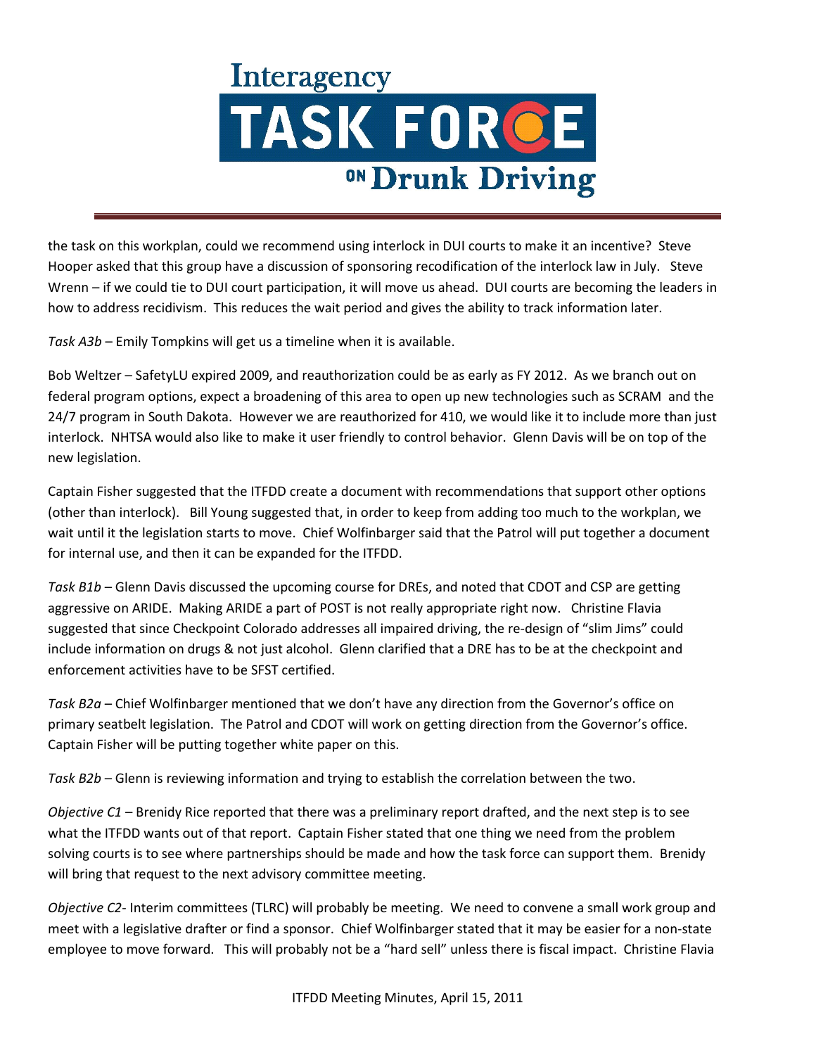the task on this workplan, could we recommend using interlock in DUI courts to make it an incentive? Steve Hooper asked that this group have a discussion of sponsoring recodification of the interlock law in July. Steve Wrenn – if we could tie to DUI court participation, it will move us ahead. DUI courts are becoming the leaders in how to address recidivism. This reduces the wait period and gives the ability to track information later.

*Task A3b* – Emily Tompkins will get us a timeline when it is available.

Bob Weltzer – SafetyLU expired 2009, and reauthorization could be as early as FY 2012. As we branch out on federal program options, expect a broadening of this area to open up new technologies such as SCRAM and the 24/7 program in South Dakota. However we are reauthorized for 410, we would like it to include more than just interlock. NHTSA would also like to make it user friendly to control behavior. Glenn Davis will be on top of the new legislation.

Captain Fisher suggested that the ITFDD create a document with recommendations that support other options (other than interlock). Bill Young suggested that, in order to keep from adding too much to the workplan, we wait until it the legislation starts to move. Chief Wolfinbarger said that the Patrol will put together a document for internal use, and then it can be expanded for the ITFDD.

*Task B1b* – Glenn Davis discussed the upcoming course for DREs, and noted that CDOT and CSP are getting aggressive on ARIDE. Making ARIDE a part of POST is not really appropriate right now. Christine Flavia suggested that since Checkpoint Colorado addresses all impaired driving, the re-design of "slim Jims" could include information on drugs & not just alcohol. Glenn clarified that a DRE has to be at the checkpoint and enforcement activities have to be SFST certified.

*Task B2a* – Chief Wolfinbarger mentioned that we don't have any direction from the Governor's office on primary seatbelt legislation. The Patrol and CDOT will work on getting direction from the Governor's office. Captain Fisher will be putting together white paper on this.

*Task B2b* – Glenn is reviewing information and trying to establish the correlation between the two.

*Objective C1* – Brenidy Rice reported that there was a preliminary report drafted, and the next step is to see what the ITFDD wants out of that report. Captain Fisher stated that one thing we need from the problem solving courts is to see where partnerships should be made and how the task force can support them. Brenidy will bring that request to the next advisory committee meeting.

*Objective C2*- Interim committees (TLRC) will probably be meeting. We need to convene a small work group and meet with a legislative drafter or find a sponsor. Chief Wolfinbarger stated that it may be easier for a non-state employee to move forward. This will probably not be a "hard sell" unless there is fiscal impact. Christine Flavia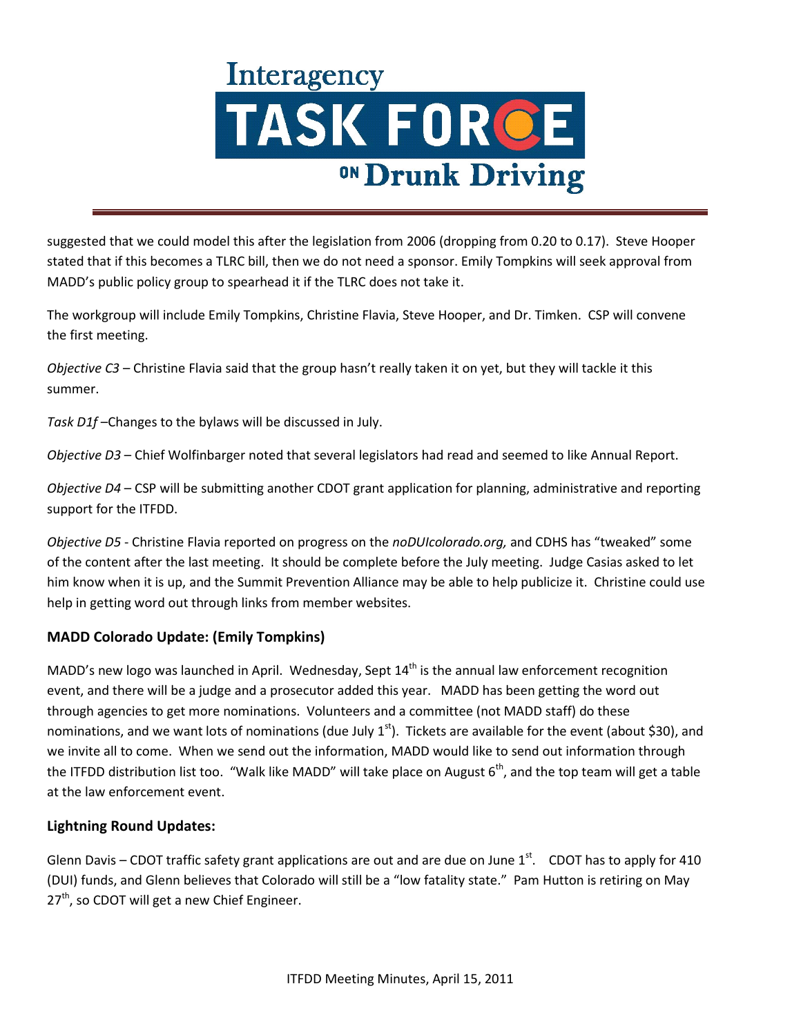suggested that we could model this after the legislation from 2006 (dropping from 0.20 to 0.17). Steve Hooper stated that if this becomes a TLRC bill, then we do not need a sponsor. Emily Tompkins will seek approval from MADD's public policy group to spearhead it if the TLRC does not take it.

The workgroup will include Emily Tompkins, Christine Flavia, Steve Hooper, and Dr. Timken. CSP will convene the first meeting.

*Objective C3* – Christine Flavia said that the group hasn't really taken it on yet, but they will tackle it this summer.

*Task D1f* –Changes to the bylaws will be discussed in July.

*Objective D3* – Chief Wolfinbarger noted that several legislators had read and seemed to like Annual Report.

*Objective D4* – CSP will be submitting another CDOT grant application for planning, administrative and reporting support for the ITFDD.

*Objective D5* - Christine Flavia reported on progress on the *noDUIcolorado.org,* and CDHS has "tweaked" some of the content after the last meeting. It should be complete before the July meeting. Judge Casias asked to let him know when it is up, and the Summit Prevention Alliance may be able to help publicize it. Christine could use help in getting word out through links from member websites.

### MADD Colorado Update: (Emily Tompkins)

MADD's new logo was launched in April. Wednesday, Sept 14th is the annual law enforcement recognition event, and there will be a judge and a prosecutor added this year. MADD has been getting the word out through agencies to get more nominations. Volunteers and a committee (not MADD staff) do these nominations, and we want lots of nominations (due July 1st). Tickets are available for the event (about $30), and we invite all to come. When we send out the information, MADD would like to send out information through the ITFDD distribution list too. "Walk like MADD" will take place on August 6th, and the top team will get a table at the law enforcement event.

### Lightning Round Updates:

Glenn Davis – CDOT traffic safety grant applications are out and are due on June 1st. CDOT has to apply for 410 (DUI) funds, and Glenn believes that Colorado will still be a "low fatality state." Pam Hutton is retiring on May 27th, so CDOT will get a new Chief Engineer.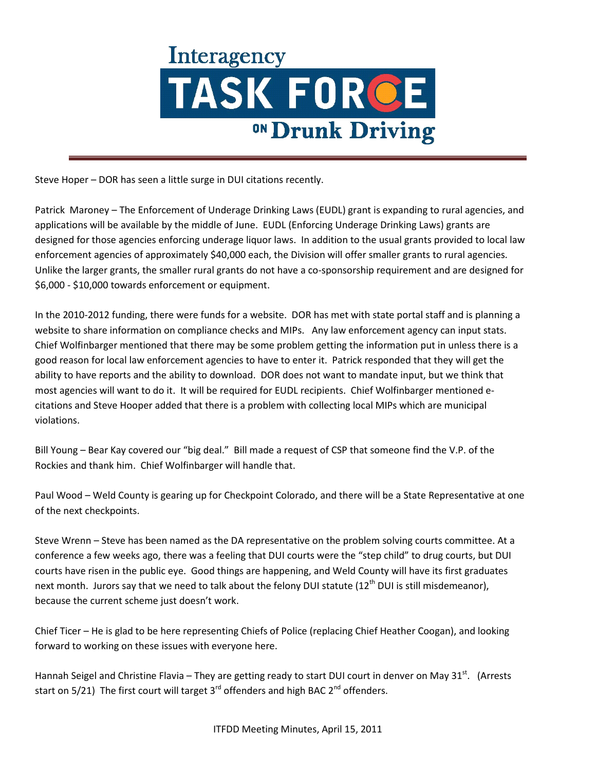Steve Hoper – DOR has seen a little surge in DUI citations recently.

Patrick  Maroney – The Enforcement of Underage Drinking Laws (EUDL) grant is expanding to rural agencies, and applications will be available by the middle of June.  EUDL (Enforcing Underage Drinking Laws) grants are designed for those agencies enforcing underage liquor laws.  In addition to the usual grants provided to local law enforcement agencies of approximately $40,000 each, the Division will offer smaller grants to rural agencies.  Unlike the larger grants, the smaller rural grants do not have a co-sponsorship requirement and are designed for $6,000 - $10,000 towards enforcement or equipment.

In the 2010-2012 funding, there were funds for a website.  DOR has met with state portal staff and is planning a website to share information on compliance checks and MIPs.   Any law enforcement agency can input stats.  Chief Wolfinbarger mentioned that there may be some problem getting the information put in unless there is a good reason for local law enforcement agencies to have to enter it.  Patrick responded that they will get the ability to have reports and the ability to download.  DOR does not want to mandate input, but we think that most agencies will want to do it.  It will be required for EUDL recipients.  Chief Wolfinbarger mentioned e-citations and Steve Hooper added that there is a problem with collecting local MIPs which are municipal violations.

Bill Young – Bear Kay covered our "big deal."  Bill made a request of CSP that someone find the V.P. of the Rockies and thank him.  Chief Wolfinbarger will handle that.

Paul Wood – Weld County is gearing up for Checkpoint Colorado, and there will be a State Representative at one of the next checkpoints.

Steve Wrenn – Steve has been named as the DA representative on the problem solving courts committee. At a conference a few weeks ago, there was a feeling that DUI courts were the "step child" to drug courts, but DUI courts have risen in the public eye.  Good things are happening, and Weld County will have its first graduates next month.  Jurors say that we need to talk about the felony DUI statute (12th DUI is still misdemeanor), because the current scheme just doesn't work.

Chief Ticer – He is glad to be here representing Chiefs of Police (replacing Chief Heather Coogan), and looking forward to working on these issues with everyone here.

Hannah Seigel and Christine Flavia – They are getting ready to start DUI court in denver on May 31st.  (Arrests start on 5/21)  The first court will target 3rd offenders and high BAC 2nd offenders.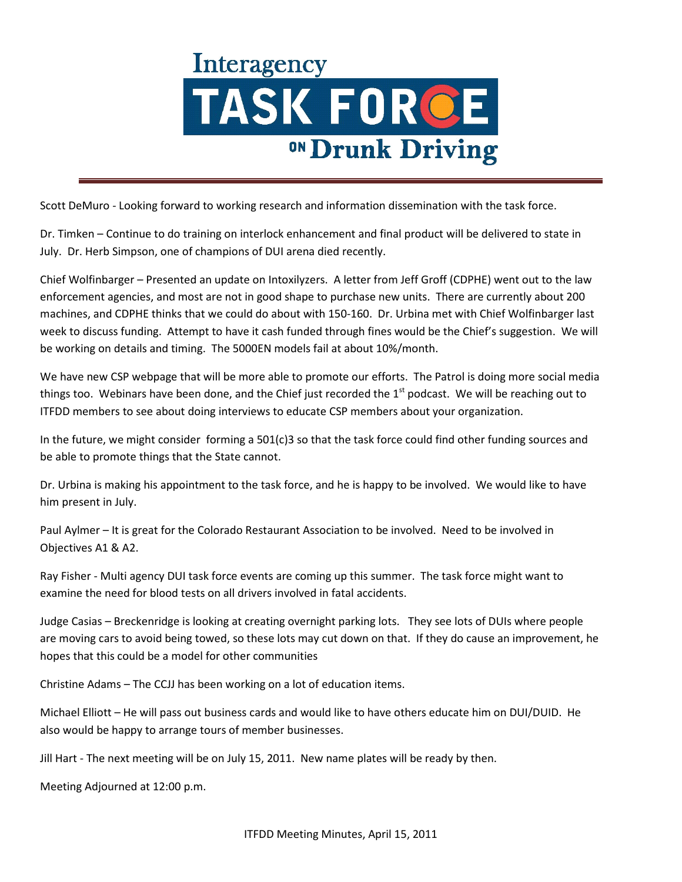Scott DeMuro - Looking forward to working research and information dissemination with the task force.

Dr. Timken – Continue to do training on interlock enhancement and final product will be delivered to state in July. Dr. Herb Simpson, one of champions of DUI arena died recently.

Chief Wolfinbarger – Presented an update on Intoxilyzers. A letter from Jeff Groff (CDPHE) went out to the law enforcement agencies, and most are not in good shape to purchase new units. There are currently about 200 machines, and CDPHE thinks that we could do about with 150-160. Dr. Urbina met with Chief Wolfinbarger last week to discuss funding. Attempt to have it cash funded through fines would be the Chief's suggestion. We will be working on details and timing. The 5000EN models fail at about 10%/month.

We have new CSP webpage that will be more able to promote our efforts. The Patrol is doing more social media things too. Webinars have been done, and the Chief just recorded the 1st podcast. We will be reaching out to ITFDD members to see about doing interviews to educate CSP members about your organization.

In the future, we might consider forming a 501(c)3 so that the task force could find other funding sources and be able to promote things that the State cannot.

Dr. Urbina is making his appointment to the task force, and he is happy to be involved. We would like to have him present in July.

Paul Aylmer – It is great for the Colorado Restaurant Association to be involved. Need to be involved in Objectives A1 & A2.

Ray Fisher - Multi agency DUI task force events are coming up this summer. The task force might want to examine the need for blood tests on all drivers involved in fatal accidents.

Judge Casias – Breckenridge is looking at creating overnight parking lots. They see lots of DUIs where people are moving cars to avoid being towed, so these lots may cut down on that. If they do cause an improvement, he hopes that this could be a model for other communities

Christine Adams – The CCJJ has been working on a lot of education items.

Michael Elliott – He will pass out business cards and would like to have others educate him on DUI/DUID. He also would be happy to arrange tours of member businesses.

Jill Hart - The next meeting will be on July 15, 2011. New name plates will be ready by then.

Meeting Adjourned at 12:00 p.m.